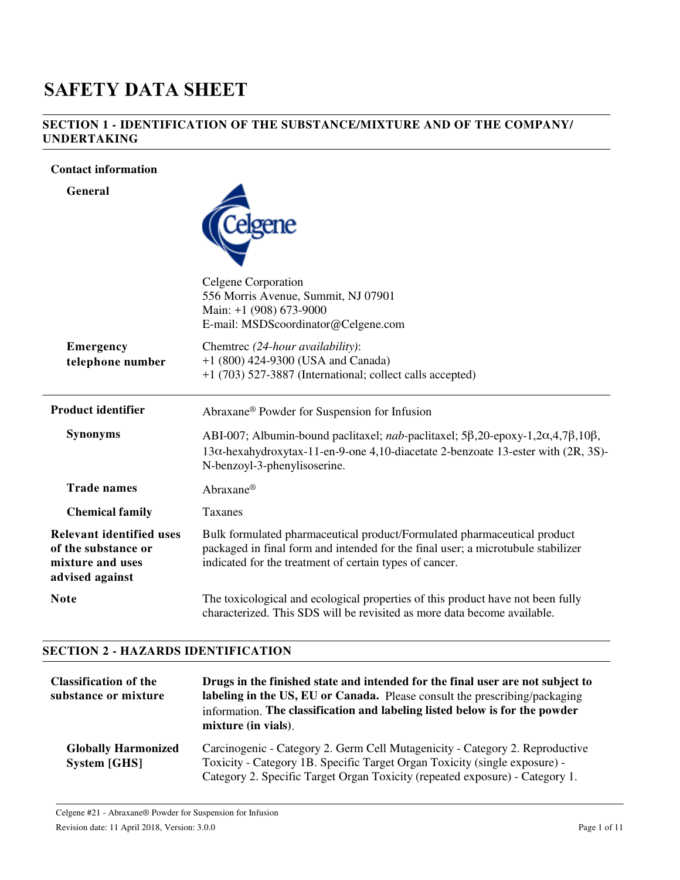# SAFETY DATA SHEET

## SECTION 1 - IDENTIFICATION OF THE SUBSTANCE/MIXTURE AND OF THE COMPANY/ UNDERTAKING

**Contact information**

**General**

Celgene Corporation
556 Morris Avenue, Summit, NJ 07901
Main: +1 (908) 673-9000
E-mail: MSDScoordinator@Celgene.com

**Emergency telephone number**

Chemtrec *(24-hour availability)*:
+1 (800) 424-9300 (USA and Canada)
+1 (703) 527-3887 (International; collect calls accepted)

---

**Product identifier** Abraxane® Powder for Suspension for Infusion

**Synonyms** ABI-007; Albumin-bound paclitaxel; *nab*-paclitaxel; 5β,20-epoxy-1,2α,4,7β,10β, 13α-hexahydroxytax-11-en-9-one 4,10-diacetate 2-benzoate 13-ester with (2R, 3S)-N-benzoyl-3-phenylisoserine.

**Trade names** Abraxane®

**Chemical family** Taxanes

**Relevant identified uses of the substance or mixture and uses advised against** Bulk formulated pharmaceutical product/Formulated pharmaceutical product packaged in final form and intended for the final user; a microtubule stabilizer indicated for the treatment of certain types of cancer.

**Note** The toxicological and ecological properties of this product have not been fully characterized. This SDS will be revisited as more data become available.

## SECTION 2 - HAZARDS IDENTIFICATION

**Classification of the substance or mixture** **Drugs in the finished state and intended for the final user are not subject to labeling in the US, EU or Canada.** Please consult the prescribing/packaging information. **The classification and labeling listed below is for the powder mixture (in vials)**.

**Globally Harmonized System [GHS]** Carcinogenic - Category 2. Germ Cell Mutagenicity - Category 2. Reproductive Toxicity - Category 1B. Specific Target Organ Toxicity (single exposure) - Category 2. Specific Target Organ Toxicity (repeated exposure) - Category 1.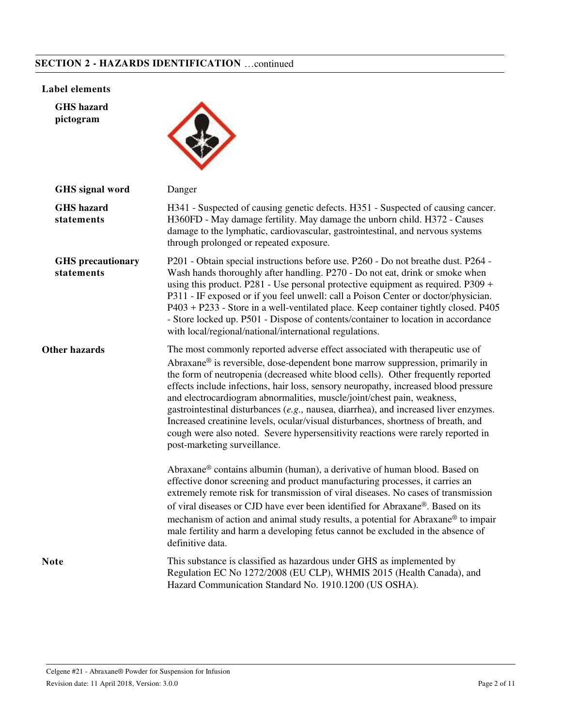## SECTION 2 - HAZARDS IDENTIFICATION …continued

**Label elements**

**GHS hazard pictogram**

**GHS signal word** Danger

**GHS hazard statements** H341 - Suspected of causing genetic defects. H351 - Suspected of causing cancer. H360FD - May damage fertility. May damage the unborn child. H372 - Causes damage to the lymphatic, cardiovascular, gastrointestinal, and nervous systems through prolonged or repeated exposure.

**GHS precautionary statements** P201 - Obtain special instructions before use. P260 - Do not breathe dust. P264 - Wash hands thoroughly after handling. P270 - Do not eat, drink or smoke when using this product. P281 - Use personal protective equipment as required. P309 + P311 - IF exposed or if you feel unwell: call a Poison Center or doctor/physician. P403 + P233 - Store in a well-ventilated place. Keep container tightly closed. P405 - Store locked up. P501 - Dispose of contents/container to location in accordance with local/regional/national/international regulations.

**Other hazards** The most commonly reported adverse effect associated with therapeutic use of Abraxane® is reversible, dose-dependent bone marrow suppression, primarily in the form of neutropenia (decreased white blood cells). Other frequently reported effects include infections, hair loss, sensory neuropathy, increased blood pressure and electrocardiogram abnormalities, muscle/joint/chest pain, weakness, gastrointestinal disturbances (*e.g.,* nausea, diarrhea), and increased liver enzymes. Increased creatinine levels, ocular/visual disturbances, shortness of breath, and cough were also noted. Severe hypersensitivity reactions were rarely reported in post-marketing surveillance.

Abraxane® contains albumin (human), a derivative of human blood. Based on effective donor screening and product manufacturing processes, it carries an extremely remote risk for transmission of viral diseases. No cases of transmission of viral diseases or CJD have ever been identified for Abraxane®. Based on its mechanism of action and animal study results, a potential for Abraxane® to impair male fertility and harm a developing fetus cannot be excluded in the absence of definitive data.

**Note** This substance is classified as hazardous under GHS as implemented by Regulation EC No 1272/2008 (EU CLP), WHMIS 2015 (Health Canada), and Hazard Communication Standard No. 1910.1200 (US OSHA).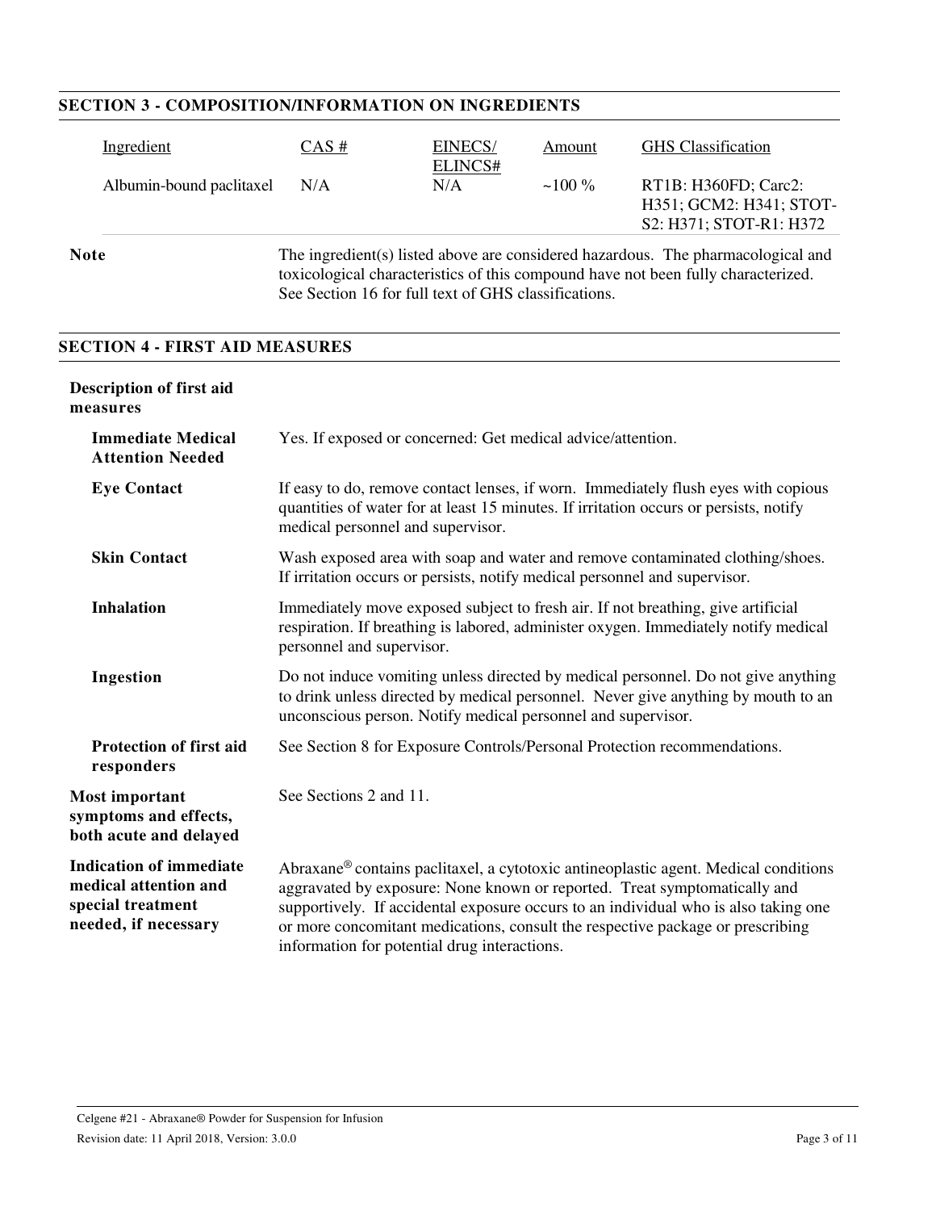## SECTION 3 - COMPOSITION/INFORMATION ON INGREDIENTS

| Ingredient | CAS # | EINECS/ ELINCS# | Amount | GHS Classification |
|---|---|---|---|---|
| Albumin-bound paclitaxel | N/A | N/A | ~100 % | RT1B: H360FD; Carc2: H351; GCM2: H341; STOT-S2: H371; STOT-R1: H372 |

**Note** The ingredient(s) listed above are considered hazardous. The pharmacological and toxicological characteristics of this compound have not been fully characterized. See Section 16 for full text of GHS classifications.

## SECTION 4 - FIRST AID MEASURES

**Description of first aid measures**

**Immediate Medical Attention Needed** Yes. If exposed or concerned: Get medical advice/attention.

**Eye Contact** If easy to do, remove contact lenses, if worn. Immediately flush eyes with copious quantities of water for at least 15 minutes. If irritation occurs or persists, notify medical personnel and supervisor.

**Skin Contact** Wash exposed area with soap and water and remove contaminated clothing/shoes. If irritation occurs or persists, notify medical personnel and supervisor.

**Inhalation** Immediately move exposed subject to fresh air. If not breathing, give artificial respiration. If breathing is labored, administer oxygen. Immediately notify medical personnel and supervisor.

**Ingestion** Do not induce vomiting unless directed by medical personnel. Do not give anything to drink unless directed by medical personnel. Never give anything by mouth to an unconscious person. Notify medical personnel and supervisor.

**Protection of first aid responders** See Section 8 for Exposure Controls/Personal Protection recommendations.

**Most important symptoms and effects, both acute and delayed** See Sections 2 and 11.

**Indication of immediate medical attention and special treatment needed, if necessary** Abraxane® contains paclitaxel, a cytotoxic antineoplastic agent. Medical conditions aggravated by exposure: None known or reported. Treat symptomatically and supportively. If accidental exposure occurs to an individual who is also taking one or more concomitant medications, consult the respective package or prescribing information for potential drug interactions.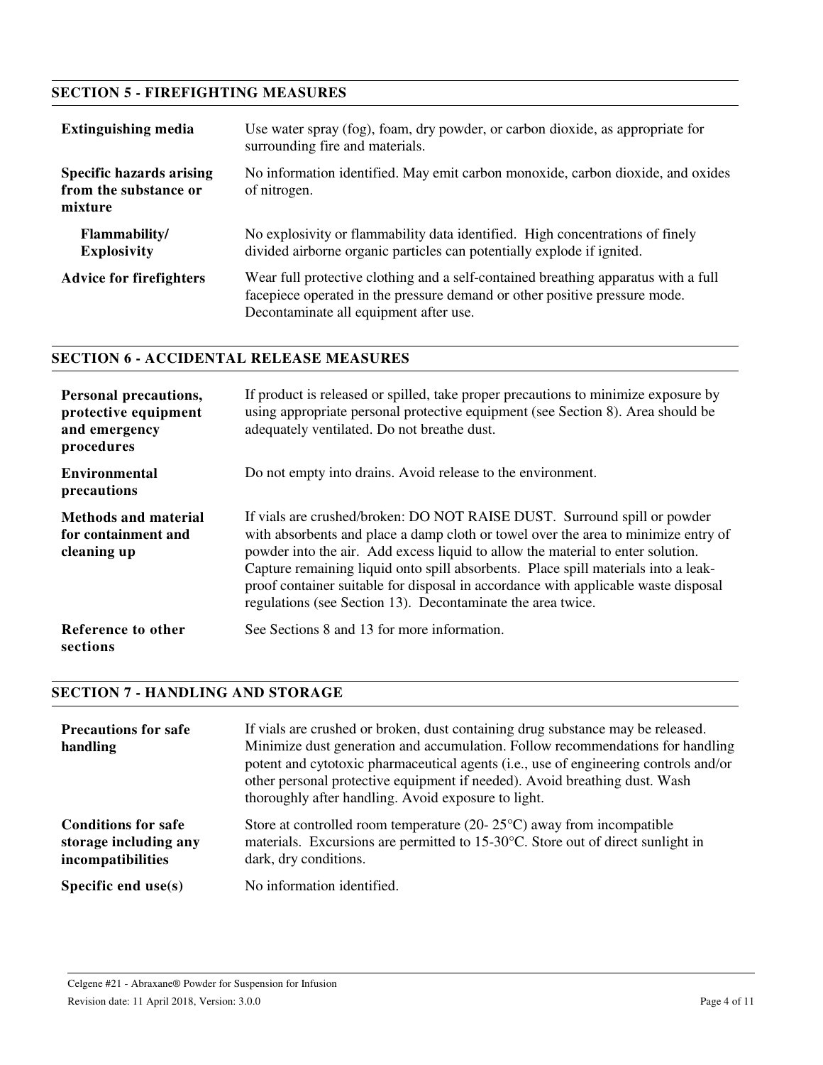## SECTION 5 - FIREFIGHTING MEASURES

| | |
|---|---|
| **Extinguishing media** | Use water spray (fog), foam, dry powder, or carbon dioxide, as appropriate for surrounding fire and materials. |
| **Specific hazards arising from the substance or mixture** | No information identified. May emit carbon monoxide, carbon dioxide, and oxides of nitrogen. |
| **Flammability/ Explosivity** | No explosivity or flammability data identified. High concentrations of finely divided airborne organic particles can potentially explode if ignited. |
| **Advice for firefighters** | Wear full protective clothing and a self-contained breathing apparatus with a full facepiece operated in the pressure demand or other positive pressure mode. Decontaminate all equipment after use. |

## SECTION 6 - ACCIDENTAL RELEASE MEASURES

| | |
|---|---|
| **Personal precautions, protective equipment and emergency procedures** | If product is released or spilled, take proper precautions to minimize exposure by using appropriate personal protective equipment (see Section 8). Area should be adequately ventilated. Do not breathe dust. |
| **Environmental precautions** | Do not empty into drains. Avoid release to the environment. |
| **Methods and material for containment and cleaning up** | If vials are crushed/broken: DO NOT RAISE DUST. Surround spill or powder with absorbents and place a damp cloth or towel over the area to minimize entry of powder into the air. Add excess liquid to allow the material to enter solution. Capture remaining liquid onto spill absorbents. Place spill materials into a leak-proof container suitable for disposal in accordance with applicable waste disposal regulations (see Section 13). Decontaminate the area twice. |
| **Reference to other sections** | See Sections 8 and 13 for more information. |

## SECTION 7 - HANDLING AND STORAGE

| | |
|---|---|
| **Precautions for safe handling** | If vials are crushed or broken, dust containing drug substance may be released. Minimize dust generation and accumulation. Follow recommendations for handling potent and cytotoxic pharmaceutical agents (i.e., use of engineering controls and/or other personal protective equipment if needed). Avoid breathing dust. Wash thoroughly after handling. Avoid exposure to light. |
| **Conditions for safe storage including any incompatibilities** | Store at controlled room temperature (20- 25°C) away from incompatible materials. Excursions are permitted to 15-30°C. Store out of direct sunlight in dark, dry conditions. |
| **Specific end use(s)** | No information identified. |

Celgene #21 - Abraxane® Powder for Suspension for Infusion
Revision date: 11 April 2018, Version: 3.0.0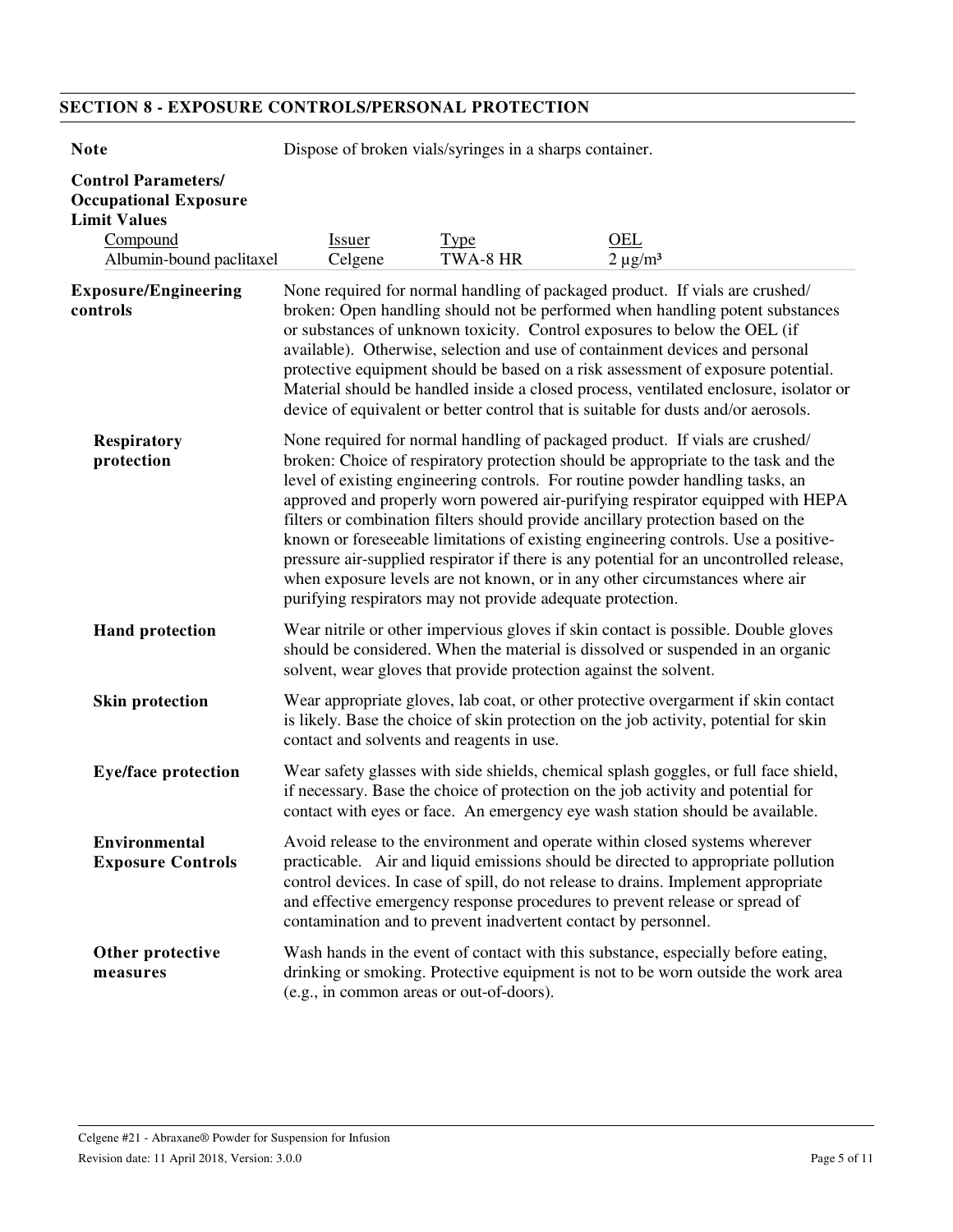## SECTION 8 - EXPOSURE CONTROLS/PERSONAL PROTECTION

**Note** Dispose of broken vials/syringes in a sharps container.

**Control Parameters/ Occupational Exposure Limit Values**

| Compound | Issuer | Type | OEL |
|---|---|---|---|
| Albumin-bound paclitaxel | Celgene | TWA-8 HR | 2 µg/m³ |

**Exposure/Engineering controls**

None required for normal handling of packaged product. If vials are crushed/ broken: Open handling should not be performed when handling potent substances or substances of unknown toxicity. Control exposures to below the OEL (if available). Otherwise, selection and use of containment devices and personal protective equipment should be based on a risk assessment of exposure potential. Material should be handled inside a closed process, ventilated enclosure, isolator or device of equivalent or better control that is suitable for dusts and/or aerosols.

**Respiratory protection**

None required for normal handling of packaged product. If vials are crushed/ broken: Choice of respiratory protection should be appropriate to the task and the level of existing engineering controls. For routine powder handling tasks, an approved and properly worn powered air-purifying respirator equipped with HEPA filters or combination filters should provide ancillary protection based on the known or foreseeable limitations of existing engineering controls. Use a positive-pressure air-supplied respirator if there is any potential for an uncontrolled release, when exposure levels are not known, or in any other circumstances where air purifying respirators may not provide adequate protection.

**Hand protection**

Wear nitrile or other impervious gloves if skin contact is possible. Double gloves should be considered. When the material is dissolved or suspended in an organic solvent, wear gloves that provide protection against the solvent.

**Skin protection**

Wear appropriate gloves, lab coat, or other protective overgarment if skin contact is likely. Base the choice of skin protection on the job activity, potential for skin contact and solvents and reagents in use.

**Eye/face protection**

Wear safety glasses with side shields, chemical splash goggles, or full face shield, if necessary. Base the choice of protection on the job activity and potential for contact with eyes or face. An emergency eye wash station should be available.

**Environmental Exposure Controls**

Avoid release to the environment and operate within closed systems wherever practicable. Air and liquid emissions should be directed to appropriate pollution control devices. In case of spill, do not release to drains. Implement appropriate and effective emergency response procedures to prevent release or spread of contamination and to prevent inadvertent contact by personnel.

**Other protective measures**

Wash hands in the event of contact with this substance, especially before eating, drinking or smoking. Protective equipment is not to be worn outside the work area (e.g., in common areas or out-of-doors).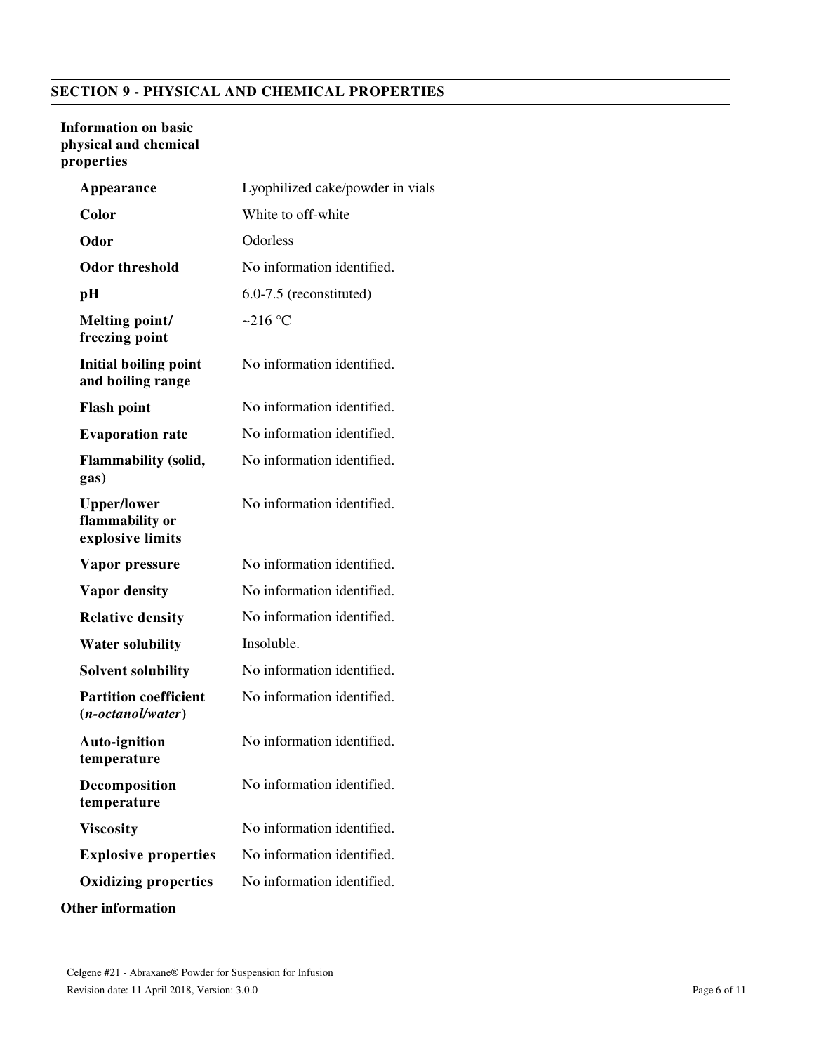## SECTION 9 - PHYSICAL AND CHEMICAL PROPERTIES

**Information on basic physical and chemical properties**

| Property | Value |
|---|---|
| **Appearance** | Lyophilized cake/powder in vials |
| **Color** | White to off-white |
| **Odor** | Odorless |
| **Odor threshold** | No information identified. |
| **pH** | 6.0-7.5 (reconstituted) |
| **Melting point/ freezing point** | ~216 °C |
| **Initial boiling point and boiling range** | No information identified. |
| **Flash point** | No information identified. |
| **Evaporation rate** | No information identified. |
| **Flammability (solid, gas)** | No information identified. |
| **Upper/lower flammability or explosive limits** | No information identified. |
| **Vapor pressure** | No information identified. |
| **Vapor density** | No information identified. |
| **Relative density** | No information identified. |
| **Water solubility** | Insoluble. |
| **Solvent solubility** | No information identified. |
| **Partition coefficient (*n-octanol/water*)** | No information identified. |
| **Auto-ignition temperature** | No information identified. |
| **Decomposition temperature** | No information identified. |
| **Viscosity** | No information identified. |
| **Explosive properties** | No information identified. |
| **Oxidizing properties** | No information identified. |

**Other information**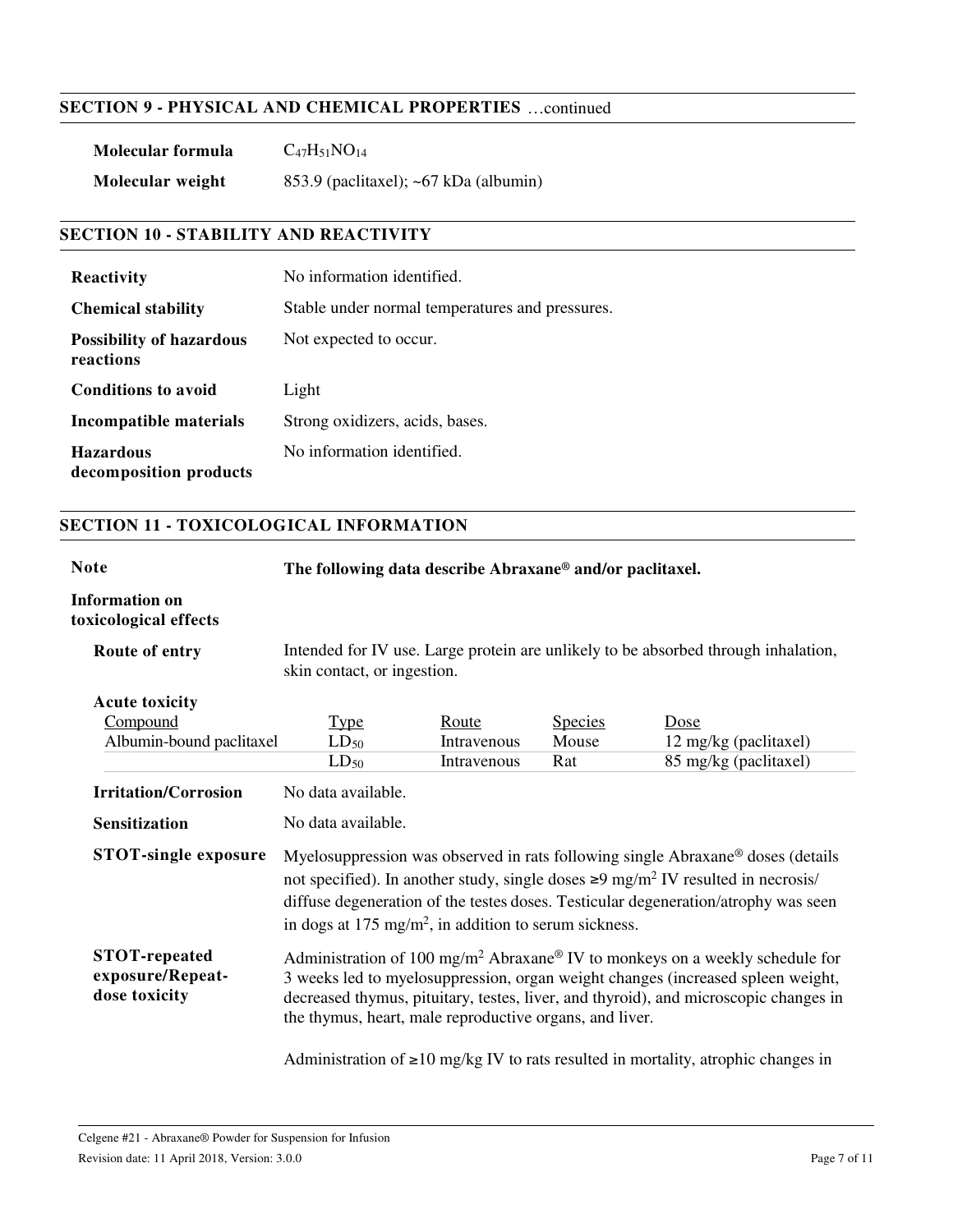## SECTION 9 - PHYSICAL AND CHEMICAL PROPERTIES …continued

| | |
|---|---|
| **Molecular formula** | $C_{47}H_{51}NO_{14}$ |
| **Molecular weight** | 853.9 (paclitaxel); ~67 kDa (albumin) |

## SECTION 10 - STABILITY AND REACTIVITY

| | |
|---|---|
| **Reactivity** | No information identified. |
| **Chemical stability** | Stable under normal temperatures and pressures. |
| **Possibility of hazardous reactions** | Not expected to occur. |
| **Conditions to avoid** | Light |
| **Incompatible materials** | Strong oxidizers, acids, bases. |
| **Hazardous decomposition products** | No information identified. |

## SECTION 11 - TOXICOLOGICAL INFORMATION

**Note** **The following data describe Abraxane® and/or paclitaxel.**

**Information on toxicological effects**

**Route of entry** Intended for IV use. Large protein are unlikely to be absorbed through inhalation, skin contact, or ingestion.

**Acute toxicity**

| Compound | Type | Route | Species | Dose |
|---|---|---|---|---|
| Albumin-bound paclitaxel | $LD_{50}$ | Intravenous | Mouse | 12 mg/kg (paclitaxel) |
| | $LD_{50}$ | Intravenous | Rat | 85 mg/kg (paclitaxel) |

**Irritation/Corrosion** No data available.

**Sensitization** No data available.

**STOT-single exposure** Myelosuppression was observed in rats following single Abraxane® doses (details not specified). In another study, single doses ≥9 mg/m$^2$ IV resulted in necrosis/ diffuse degeneration of the testes doses. Testicular degeneration/atrophy was seen in dogs at 175 mg/m$^2$, in addition to serum sickness.

**STOT-repeated exposure/Repeat-dose toxicity** Administration of 100 mg/m$^2$ Abraxane® IV to monkeys on a weekly schedule for 3 weeks led to myelosuppression, organ weight changes (increased spleen weight, decreased thymus, pituitary, testes, liver, and thyroid), and microscopic changes in the thymus, heart, male reproductive organs, and liver.

Administration of ≥10 mg/kg IV to rats resulted in mortality, atrophic changes in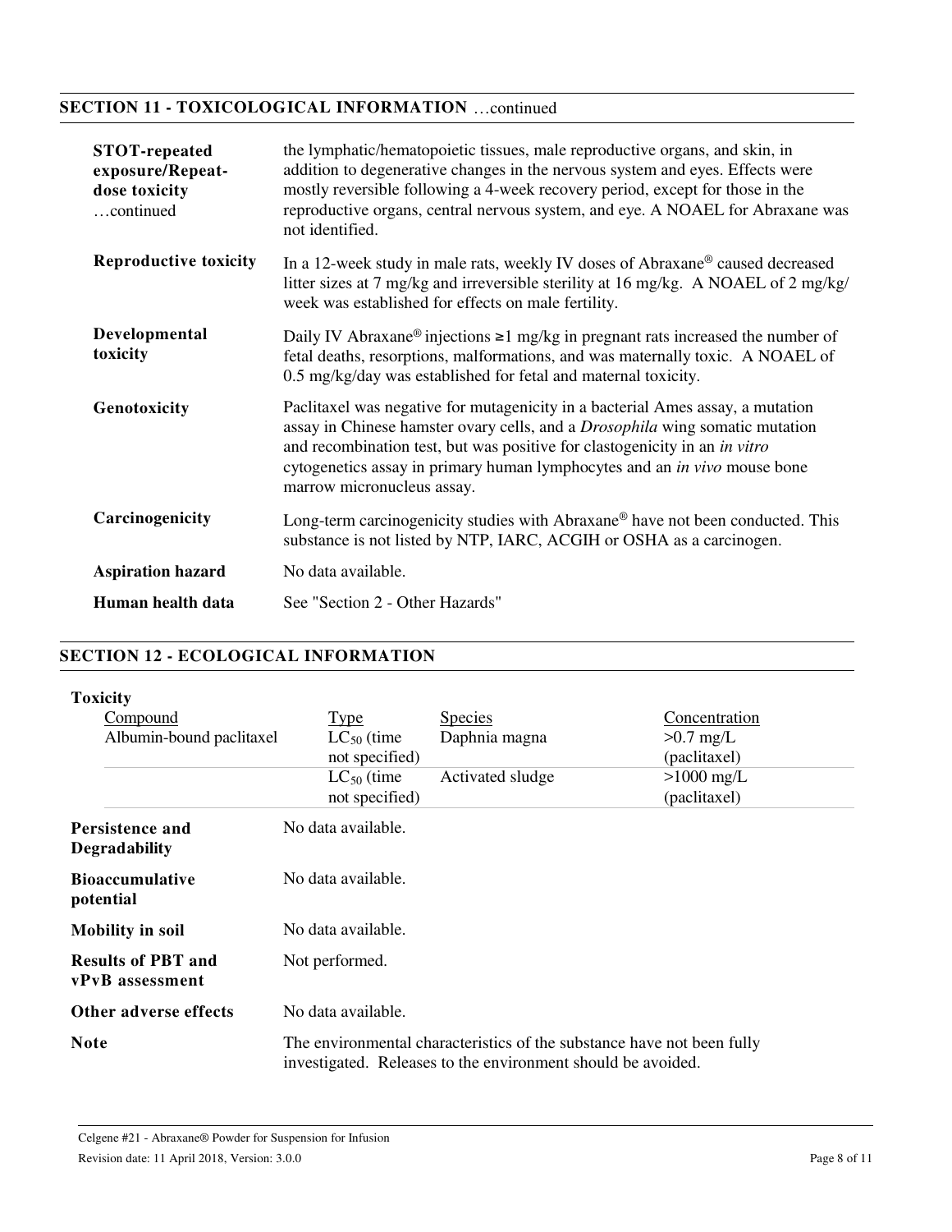## SECTION 11 - TOXICOLOGICAL INFORMATION …continued

**STOT-repeated exposure/Repeat-dose toxicity …continued**

the lymphatic/hematopoietic tissues, male reproductive organs, and skin, in addition to degenerative changes in the nervous system and eyes. Effects were mostly reversible following a 4-week recovery period, except for those in the reproductive organs, central nervous system, and eye. A NOAEL for Abraxane was not identified.

**Reproductive toxicity**

In a 12-week study in male rats, weekly IV doses of Abraxane® caused decreased litter sizes at 7 mg/kg and irreversible sterility at 16 mg/kg. A NOAEL of 2 mg/kg/week was established for effects on male fertility.

**Developmental toxicity**

Daily IV Abraxane® injections ≥1 mg/kg in pregnant rats increased the number of fetal deaths, resorptions, malformations, and was maternally toxic. A NOAEL of 0.5 mg/kg/day was established for fetal and maternal toxicity.

**Genotoxicity**

Paclitaxel was negative for mutagenicity in a bacterial Ames assay, a mutation assay in Chinese hamster ovary cells, and a *Drosophila* wing somatic mutation and recombination test, but was positive for clastogenicity in an *in vitro* cytogenetics assay in primary human lymphocytes and an *in vivo* mouse bone marrow micronucleus assay.

**Carcinogenicity**

Long-term carcinogenicity studies with Abraxane® have not been conducted. This substance is not listed by NTP, IARC, ACGIH or OSHA as a carcinogen.

**Aspiration hazard**

No data available.

**Human health data**

See "Section 2 - Other Hazards"

## SECTION 12 - ECOLOGICAL INFORMATION

**Toxicity**

| Compound | Type | Species | Concentration |
|---|---|---|---|
| Albumin-bound paclitaxel | $LC_{50}$ (time not specified) | Daphnia magna | >0.7 mg/L (paclitaxel) |
| | $LC_{50}$ (time not specified) | Activated sludge | >1000 mg/L (paclitaxel) |

**Persistence and Degradability**

No data available.

**Bioaccumulative potential**

No data available.

**Mobility in soil**

No data available.

**Results of PBT and vPvB assessment**

Not performed.

**Other adverse effects**

No data available.

**Note**

The environmental characteristics of the substance have not been fully investigated. Releases to the environment should be avoided.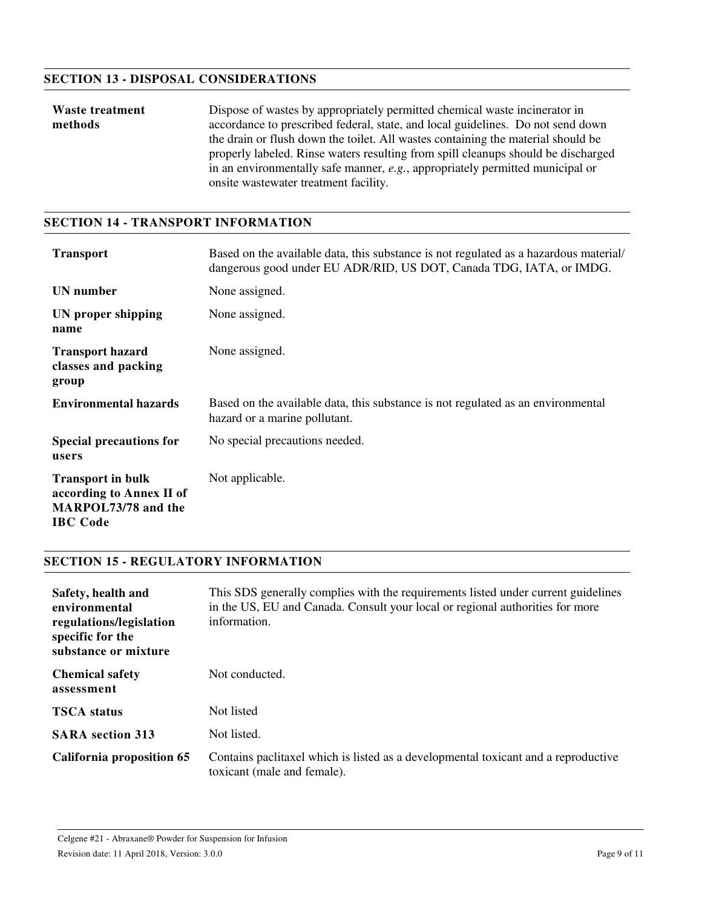## SECTION 13 - DISPOSAL CONSIDERATIONS

| | |
|---|---|
| **Waste treatment methods** | Dispose of wastes by appropriately permitted chemical waste incinerator in accordance to prescribed federal, state, and local guidelines. Do not send down the drain or flush down the toilet. All wastes containing the material should be properly labeled. Rinse waters resulting from spill cleanups should be discharged in an environmentally safe manner, *e.g.*, appropriately permitted municipal or onsite wastewater treatment facility. |

## SECTION 14 - TRANSPORT INFORMATION

| | |
|---|---|
| **Transport** | Based on the available data, this substance is not regulated as a hazardous material/ dangerous good under EU ADR/RID, US DOT, Canada TDG, IATA, or IMDG. |
| **UN number** | None assigned. |
| **UN proper shipping name** | None assigned. |
| **Transport hazard classes and packing group** | None assigned. |
| **Environmental hazards** | Based on the available data, this substance is not regulated as an environmental hazard or a marine pollutant. |
| **Special precautions for users** | No special precautions needed. |
| **Transport in bulk according to Annex II of MARPOL73/78 and the IBC Code** | Not applicable. |

## SECTION 15 - REGULATORY INFORMATION

| | |
|---|---|
| **Safety, health and environmental regulations/legislation specific for the substance or mixture** | This SDS generally complies with the requirements listed under current guidelines in the US, EU and Canada. Consult your local or regional authorities for more information. |
| **Chemical safety assessment** | Not conducted. |
| **TSCA status** | Not listed |
| **SARA section 313** | Not listed. |
| **California proposition 65** | Contains paclitaxel which is listed as a developmental toxicant and a reproductive toxicant (male and female). |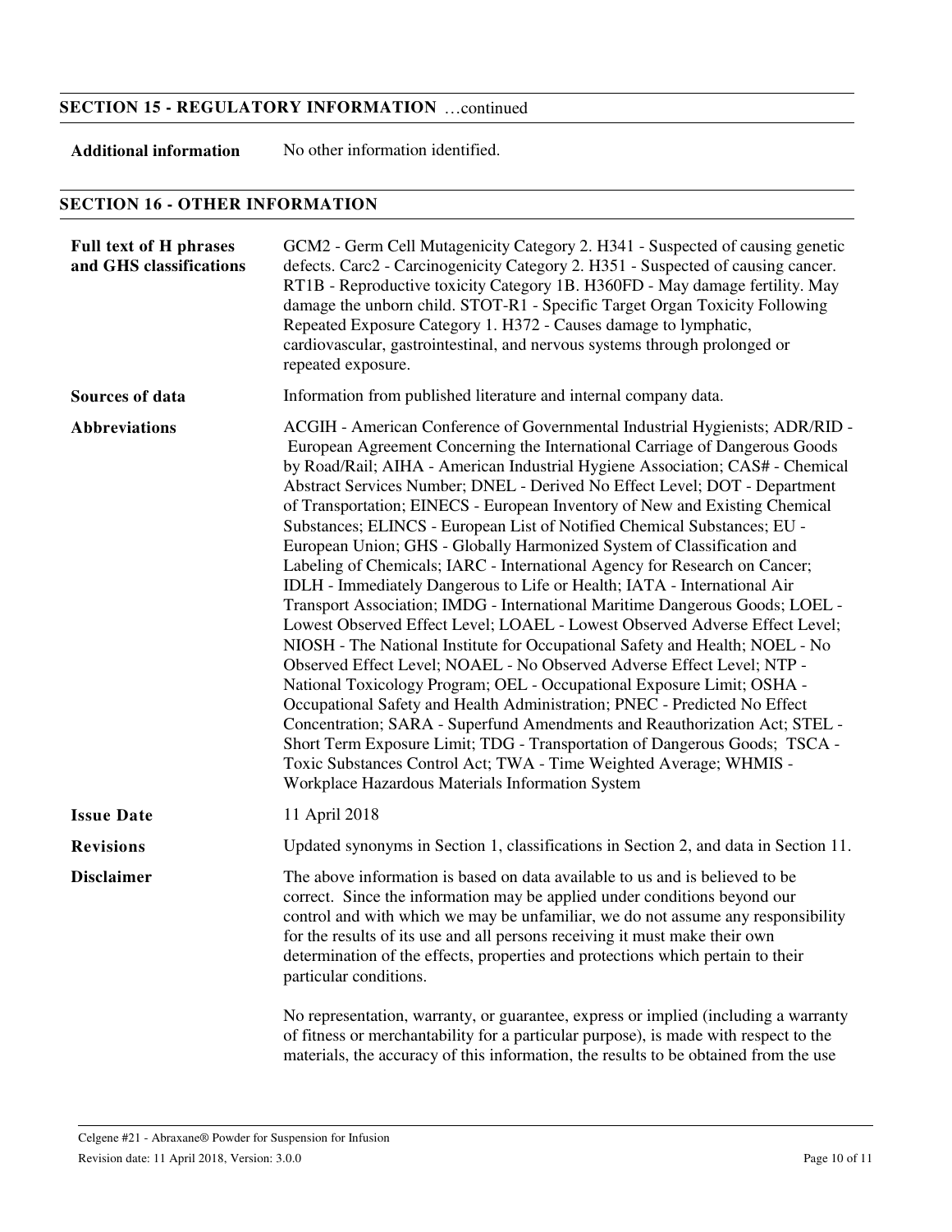## SECTION 15 - REGULATORY INFORMATION …continued

**Additional information** No other information identified.

## SECTION 16 - OTHER INFORMATION

**Full text of H phrases and GHS classifications**

GCM2 - Germ Cell Mutagenicity Category 2. H341 - Suspected of causing genetic defects. Carc2 - Carcinogenicity Category 2. H351 - Suspected of causing cancer. RT1B - Reproductive toxicity Category 1B. H360FD - May damage fertility. May damage the unborn child. STOT-R1 - Specific Target Organ Toxicity Following Repeated Exposure Category 1. H372 - Causes damage to lymphatic, cardiovascular, gastrointestinal, and nervous systems through prolonged or repeated exposure.

**Sources of data**

Information from published literature and internal company data.

**Abbreviations**

ACGIH - American Conference of Governmental Industrial Hygienists; ADR/RID - European Agreement Concerning the International Carriage of Dangerous Goods by Road/Rail; AIHA - American Industrial Hygiene Association; CAS# - Chemical Abstract Services Number; DNEL - Derived No Effect Level; DOT - Department of Transportation; EINECS - European Inventory of New and Existing Chemical Substances; ELINCS - European List of Notified Chemical Substances; EU - European Union; GHS - Globally Harmonized System of Classification and Labeling of Chemicals; IARC - International Agency for Research on Cancer; IDLH - Immediately Dangerous to Life or Health; IATA - International Air Transport Association; IMDG - International Maritime Dangerous Goods; LOEL - Lowest Observed Effect Level; LOAEL - Lowest Observed Adverse Effect Level; NIOSH - The National Institute for Occupational Safety and Health; NOEL - No Observed Effect Level; NOAEL - No Observed Adverse Effect Level; NTP - National Toxicology Program; OEL - Occupational Exposure Limit; OSHA - Occupational Safety and Health Administration; PNEC - Predicted No Effect Concentration; SARA - Superfund Amendments and Reauthorization Act; STEL - Short Term Exposure Limit; TDG - Transportation of Dangerous Goods; TSCA - Toxic Substances Control Act; TWA - Time Weighted Average; WHMIS - Workplace Hazardous Materials Information System

**Issue Date**

11 April 2018

**Revisions**

Updated synonyms in Section 1, classifications in Section 2, and data in Section 11.

**Disclaimer**

The above information is based on data available to us and is believed to be correct. Since the information may be applied under conditions beyond our control and with which we may be unfamiliar, we do not assume any responsibility for the results of its use and all persons receiving it must make their own determination of the effects, properties and protections which pertain to their particular conditions.

No representation, warranty, or guarantee, express or implied (including a warranty of fitness or merchantability for a particular purpose), is made with respect to the materials, the accuracy of this information, the results to be obtained from the use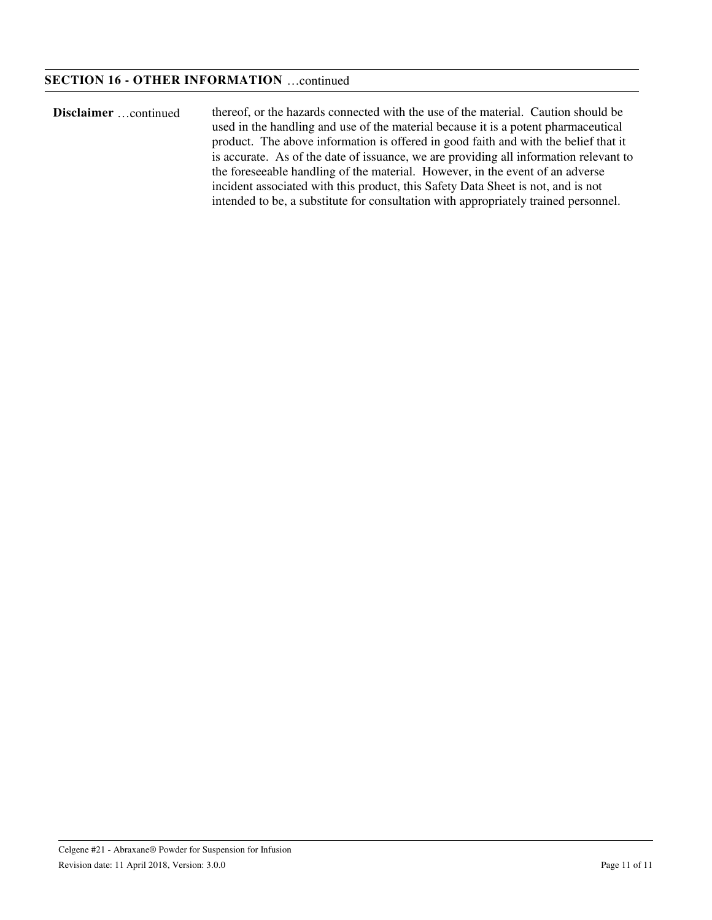## SECTION 16 - OTHER INFORMATION …continued

**Disclaimer** …continued

thereof, or the hazards connected with the use of the material. Caution should be used in the handling and use of the material because it is a potent pharmaceutical product. The above information is offered in good faith and with the belief that it is accurate. As of the date of issuance, we are providing all information relevant to the foreseeable handling of the material. However, in the event of an adverse incident associated with this product, this Safety Data Sheet is not, and is not intended to be, a substitute for consultation with appropriately trained personnel.